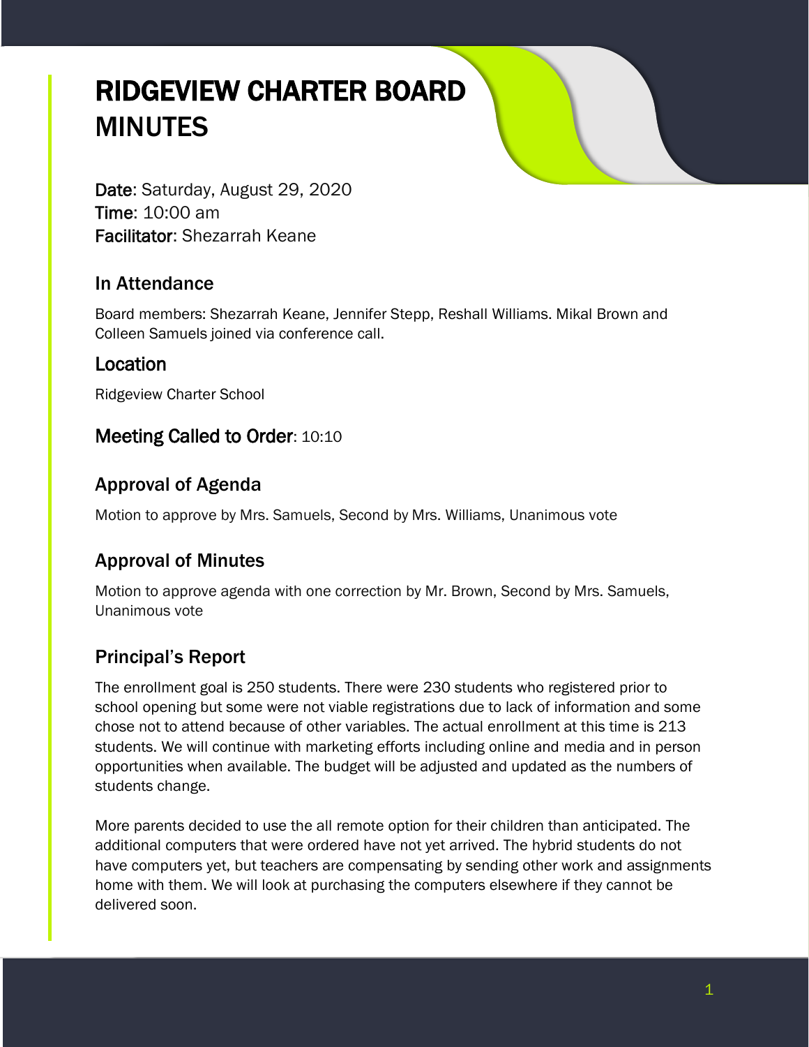# RIDGEVIEW CHARTER BOARD MINUTES

**Date**: Saturday, August 29, 2020
**Time**: 10:00 am
**Facilitator**: Shezarrah Keane

## In Attendance

Board members: Shezarrah Keane, Jennifer Stepp, Reshall Williams. Mikal Brown and Colleen Samuels joined via conference call.

## Location

Ridgeview Charter School

## Meeting Called to Order: 10:10

## Approval of Agenda

Motion to approve by Mrs. Samuels, Second by Mrs. Williams, Unanimous vote

## Approval of Minutes

Motion to approve agenda with one correction by Mr. Brown, Second by Mrs. Samuels, Unanimous vote

## Principal's Report

The enrollment goal is 250 students. There were 230 students who registered prior to school opening but some were not viable registrations due to lack of information and some chose not to attend because of other variables. The actual enrollment at this time is 213 students. We will continue with marketing efforts including online and media and in person opportunities when available. The budget will be adjusted and updated as the numbers of students change.

More parents decided to use the all remote option for their children than anticipated. The additional computers that were ordered have not yet arrived. The hybrid students do not have computers yet, but teachers are compensating by sending other work and assignments home with them. We will look at purchasing the computers elsewhere if they cannot be delivered soon.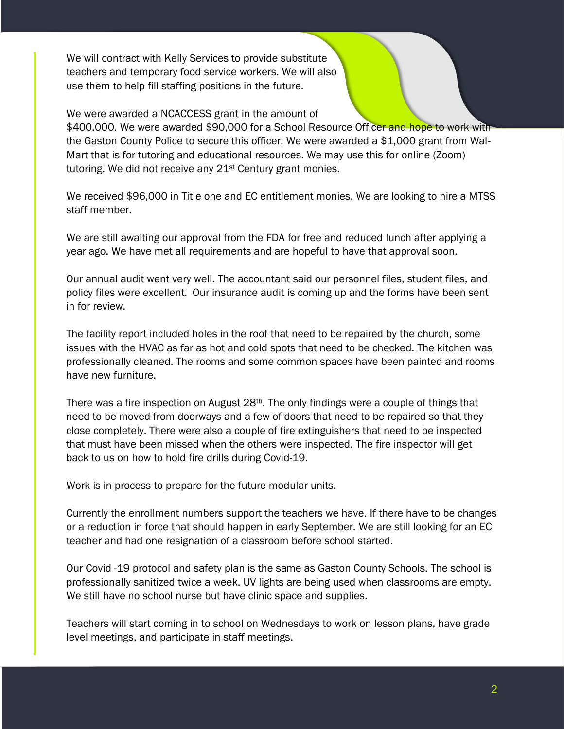We will contract with Kelly Services to provide substitute teachers and temporary food service workers. We will also use them to help fill staffing positions in the future.

We were awarded a NCACCESS grant in the amount of $400,000. We were awarded $90,000 for a School Resource Officer and hope to work with the Gaston County Police to secure this officer. We were awarded a $1,000 grant from Wal-Mart that is for tutoring and educational resources. We may use this for online (Zoom) tutoring. We did not receive any 21st Century grant monies.

We received $96,000 in Title one and EC entitlement monies. We are looking to hire a MTSS staff member.

We are still awaiting our approval from the FDA for free and reduced lunch after applying a year ago. We have met all requirements and are hopeful to have that approval soon.

Our annual audit went very well. The accountant said our personnel files, student files, and policy files were excellent. Our insurance audit is coming up and the forms have been sent in for review.

The facility report included holes in the roof that need to be repaired by the church, some issues with the HVAC as far as hot and cold spots that need to be checked. The kitchen was professionally cleaned. The rooms and some common spaces have been painted and rooms have new furniture.

There was a fire inspection on August 28th. The only findings were a couple of things that need to be moved from doorways and a few of doors that need to be repaired so that they close completely. There were also a couple of fire extinguishers that need to be inspected that must have been missed when the others were inspected. The fire inspector will get back to us on how to hold fire drills during Covid-19.

Work is in process to prepare for the future modular units.

Currently the enrollment numbers support the teachers we have. If there have to be changes or a reduction in force that should happen in early September. We are still looking for an EC teacher and had one resignation of a classroom before school started.

Our Covid -19 protocol and safety plan is the same as Gaston County Schools. The school is professionally sanitized twice a week. UV lights are being used when classrooms are empty. We still have no school nurse but have clinic space and supplies.

Teachers will start coming in to school on Wednesdays to work on lesson plans, have grade level meetings, and participate in staff meetings.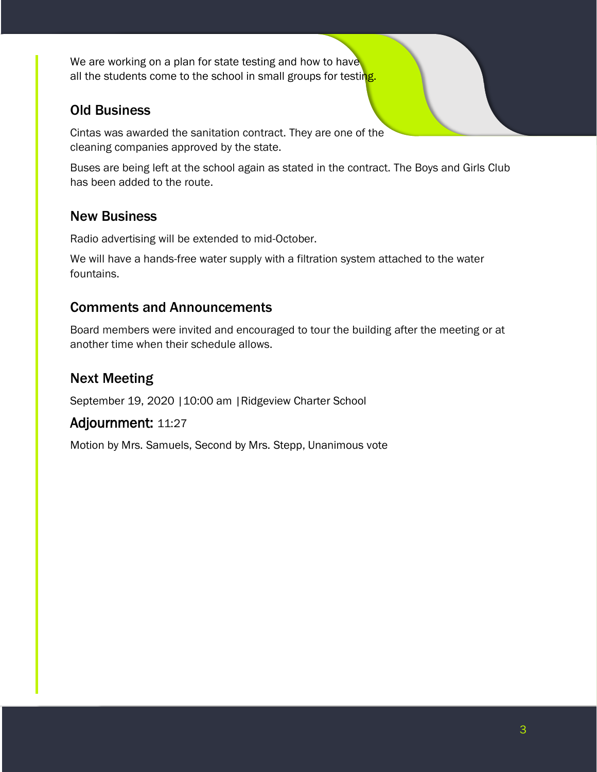We are working on a plan for state testing and how to have all the students come to the school in small groups for testing.

## Old Business

Cintas was awarded the sanitation contract. They are one of the cleaning companies approved by the state.

Buses are being left at the school again as stated in the contract. The Boys and Girls Club has been added to the route.

## New Business

Radio advertising will be extended to mid-October.

We will have a hands-free water supply with a filtration system attached to the water fountains.

## Comments and Announcements

Board members were invited and encouraged to tour the building after the meeting or at another time when their schedule allows.

## Next Meeting

September 19, 2020 |10:00 am |Ridgeview Charter School

## Adjournment: 11:27

Motion by Mrs. Samuels, Second by Mrs. Stepp, Unanimous vote